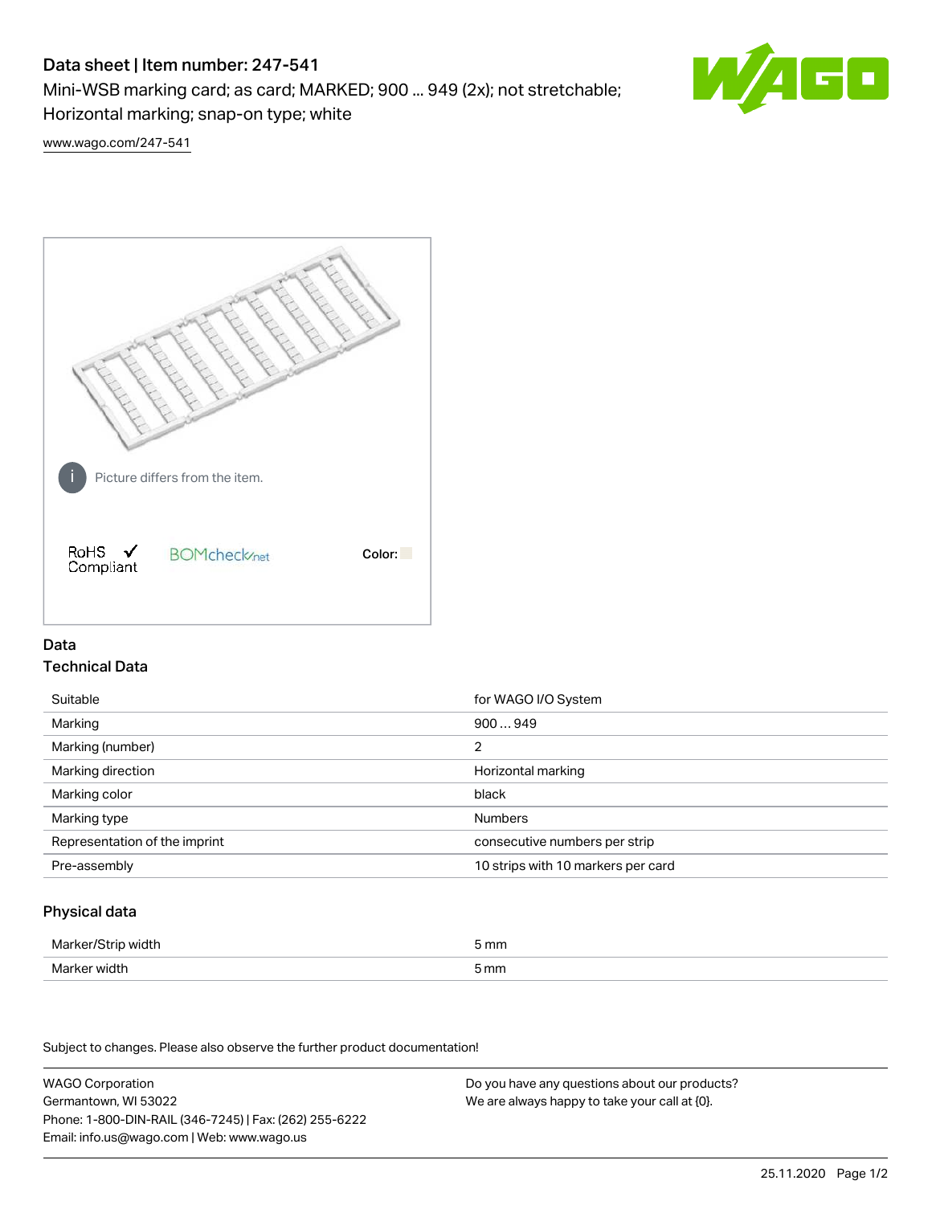# Data sheet | Item number: 247-541

Mini-WSB marking card; as card; MARKED; 900 ... 949 (2x); not stretchable; Horizontal marking; snap-on type; white

www.wago.com/247-541

Picture differs from the item.

RoHS ✓ Compliant

BOMcheck.net

Color:

## Data

### Technical Data

| | |
|---|---|
| Suitable | for WAGO I/O System |
| Marking | 900 … 949 |
| Marking (number) | 2 |
| Marking direction | Horizontal marking |
| Marking color | black |
| Marking type | Numbers |
| Representation of the imprint | consecutive numbers per strip |
| Pre-assembly | 10 strips with 10 markers per card |

### Physical data

| | |
|---|---|
| Marker/Strip width | 5 mm |
| Marker width | 5 mm |

Subject to changes. Please also observe the further product documentation!

WAGO Corporation
Germantown, WI 53022
Phone: 1-800-DIN-RAIL (346-7245) | Fax: (262) 255-6222
Email: info.us@wago.com | Web: www.wago.us

Do you have any questions about our products?
We are always happy to take your call at {0}.

25.11.2020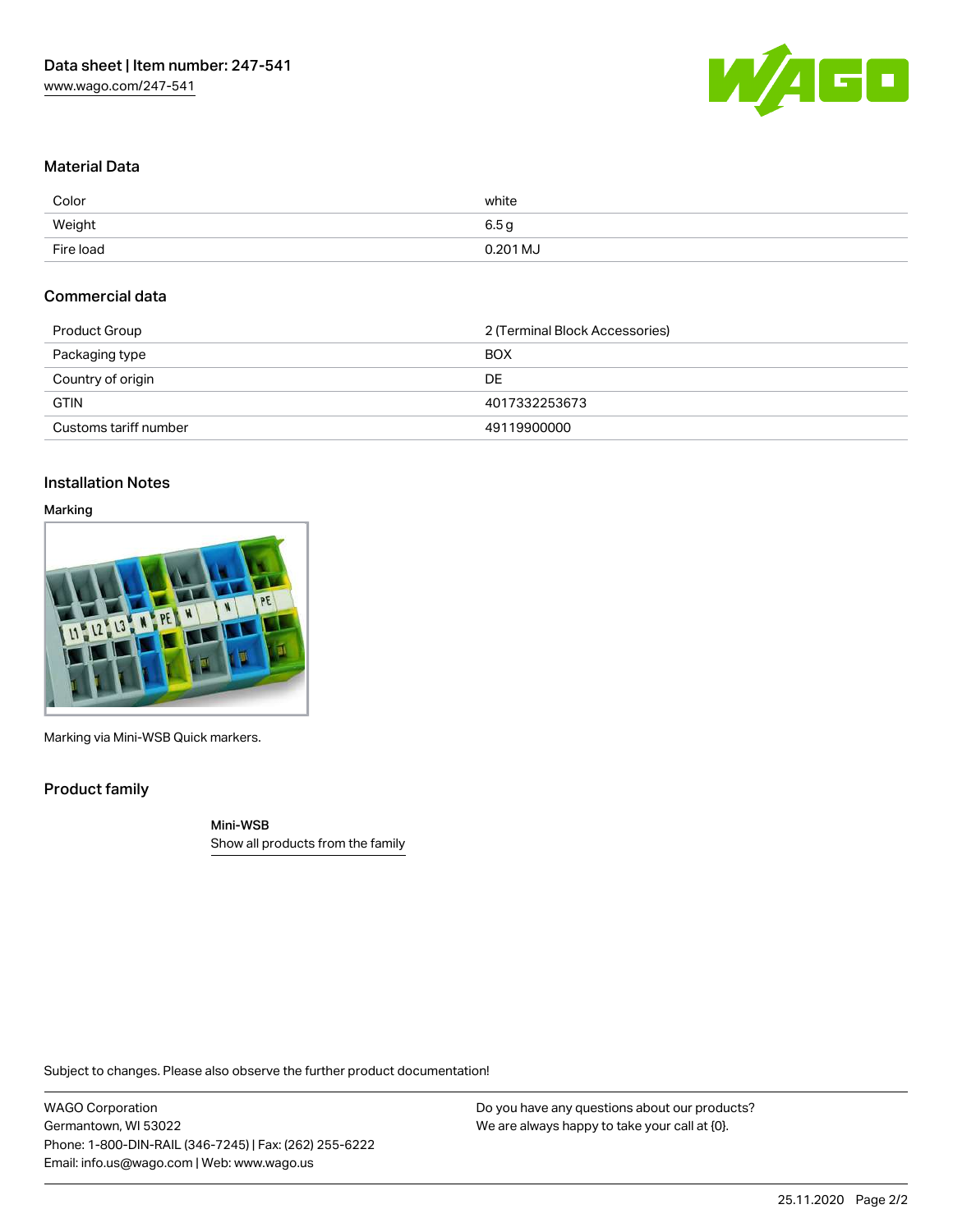Data sheet | Item number: 247-541
www.wago.com/247-541

## Material Data

| | |
|---|---|
| Color | white |
| Weight | 6.5 g |
| Fire load | 0.201 MJ |

## Commercial data

| | |
|---|---|
| Product Group | 2 (Terminal Block Accessories) |
| Packaging type | BOX |
| Country of origin | DE |
| GTIN | 4017332253673 |
| Customs tariff number | 49119900000 |

## Installation Notes

### Marking

Marking via Mini-WSB Quick markers.

## Product family

Mini-WSB
Show all products from the family

Subject to changes. Please also observe the further product documentation!

WAGO Corporation
Germantown, WI 53022
Phone: 1-800-DIN-RAIL (346-7245) | Fax: (262) 255-6222
Email: info.us@wago.com | Web: www.wago.us

Do you have any questions about our products?
We are always happy to take your call at {0}.

25.11.2020